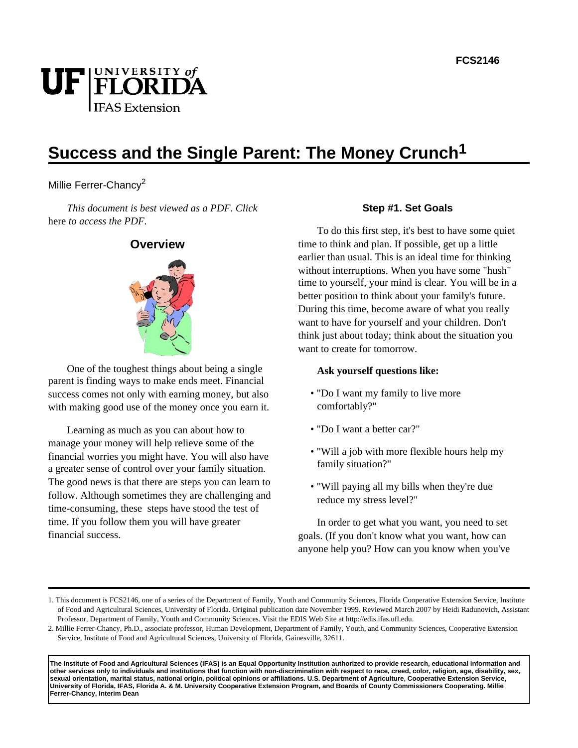FCS2146

# Success and the Single Parent: The Money Crunch[1]

Millie Ferrer-Chancy[2]

*This document is best viewed as a PDF. Click* here *to access the PDF.*

## Overview

One of the toughest things about being a single parent is finding ways to make ends meet. Financial success comes not only with earning money, but also with making good use of the money once you earn it.

Learning as much as you can about how to manage your money will help relieve some of the financial worries you might have. You will also have a greater sense of control over your family situation. The good news is that there are steps you can learn to follow. Although sometimes they are challenging and time-consuming, these steps have stood the test of time. If you follow them you will have greater financial success.

### Step #1. Set Goals

To do this first step, it's best to have some quiet time to think and plan. If possible, get up a little earlier than usual. This is an ideal time for thinking without interruptions. When you have some "hush" time to yourself, your mind is clear. You will be in a better position to think about your family's future. During this time, become aware of what you really want to have for yourself and your children. Don't think just about today; think about the situation you want to create for tomorrow.

**Ask yourself questions like:**

- "Do I want my family to live more comfortably?"
- "Do I want a better car?"
- "Will a job with more flexible hours help my family situation?"
- "Will paying all my bills when they're due reduce my stress level?"

In order to get what you want, you need to set goals. (If you don't know what you want, how can anyone help you? How can you know when you've

---

1. This document is FCS2146, one of a series of the Department of Family, Youth and Community Sciences, Florida Cooperative Extension Service, Institute of Food and Agricultural Sciences, University of Florida. Original publication date November 1999. Reviewed March 2007 by Heidi Radunovich, Assistant Professor, Department of Family, Youth and Community Sciences. Visit the EDIS Web Site at http://edis.ifas.ufl.edu.

2. Millie Ferrer-Chancy, Ph.D., associate professor, Human Development, Department of Family, Youth, and Community Sciences, Cooperative Extension Service, Institute of Food and Agricultural Sciences, University of Florida, Gainesville, 32611.

**The Institute of Food and Agricultural Sciences (IFAS) is an Equal Opportunity Institution authorized to provide research, educational information and other services only to individuals and institutions that function with non-discrimination with respect to race, creed, color, religion, age, disability, sex, sexual orientation, marital status, national origin, political opinions or affiliations. U.S. Department of Agriculture, Cooperative Extension Service, University of Florida, IFAS, Florida A. & M. University Cooperative Extension Program, and Boards of County Commissioners Cooperating. Millie Ferrer-Chancy, Interim Dean**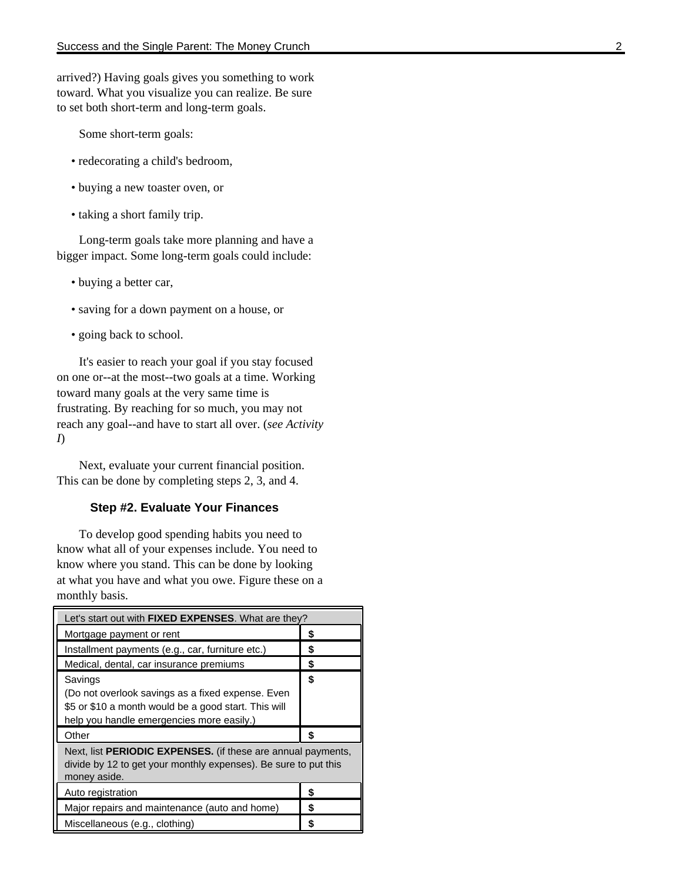arrived?) Having goals gives you something to work toward. What you visualize you can realize. Be sure to set both short-term and long-term goals.

Some short-term goals:

- redecorating a child's bedroom,
- buying a new toaster oven, or
- taking a short family trip.

Long-term goals take more planning and have a bigger impact. Some long-term goals could include:

- buying a better car,
- saving for a down payment on a house, or
- going back to school.

It's easier to reach your goal if you stay focused on one or--at the most--two goals at a time. Working toward many goals at the very same time is frustrating. By reaching for so much, you may not reach any goal--and have to start all over. (*see Activity I*)

Next, evaluate your current financial position. This can be done by completing steps 2, 3, and 4.

### Step #2. Evaluate Your Finances

To develop good spending habits you need to know what all of your expenses include. You need to know where you stand. This can be done by looking at what you have and what you owe. Figure these on a monthly basis.

| Let's start out with **FIXED EXPENSES**. What are they? | |
|---|---|
| Mortgage payment or rent | **$** |
| Installment payments (e.g., car, furniture etc.) | **$** |
| Medical, dental, car insurance premiums | **$** |
| Savings (Do not overlook savings as a fixed expense. Even $5 or $10 a month would be a good start. This will help you handle emergencies more easily.) | **$** |
| Other | **$** |
| Next, list **PERIODIC EXPENSES.** (if these are annual payments, divide by 12 to get your monthly expenses). Be sure to put this money aside. | |
| Auto registration | **$** |
| Major repairs and maintenance (auto and home) | **$** |
| Miscellaneous (e.g., clothing) | **$** |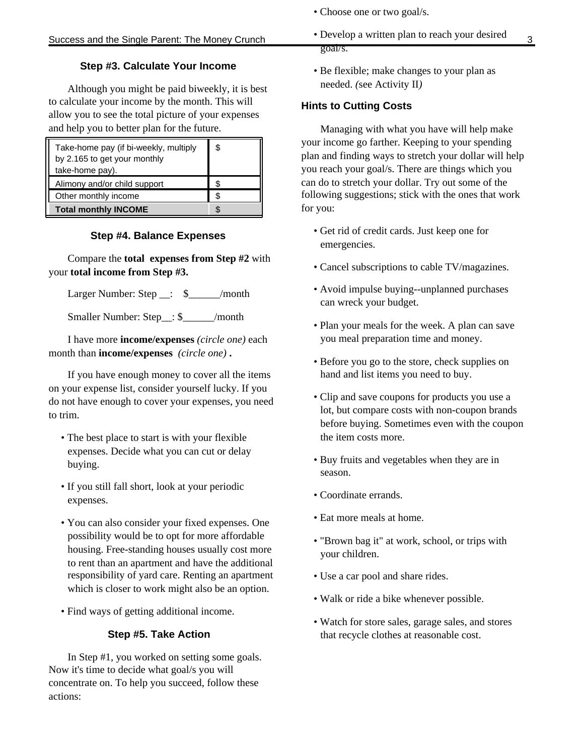### Step #3. Calculate Your Income

Although you might be paid biweekly, it is best to calculate your income by the month. This will allow you to see the total picture of your expenses and help you to better plan for the future.

| | |
|---|---|
| Take-home pay (if bi-weekly, multiply by 2.165 to get your monthly take-home pay). | $ |
| Alimony and/or child support | $ |
| Other monthly income | $ |
| **Total monthly INCOME** | $ |

### Step #4. Balance Expenses

Compare the **total expenses from Step #2** with your **total income from Step #3.**

Larger Number: Step __: $______/month

Smaller Number: Step__: $______/month

I have more **income/expenses** *(circle one)* each month than **income/expenses** *(circle one)* **.**

If you have enough money to cover all the items on your expense list, consider yourself lucky. If you do not have enough to cover your expenses, you need to trim.

- The best place to start is with your flexible expenses. Decide what you can cut or delay buying.
- If you still fall short, look at your periodic expenses.
- You can also consider your fixed expenses. One possibility would be to opt for more affordable housing. Free-standing houses usually cost more to rent than an apartment and have the additional responsibility of yard care. Renting an apartment which is closer to work might also be an option.
- Find ways of getting additional income.

### Step #5. Take Action

In Step #1, you worked on setting some goals. Now it's time to decide what goal/s you will concentrate on. To help you succeed, follow these actions:

- Choose one or two goal/s.
- Develop a written plan to reach your desired goal/s.
- Be flexible; make changes to your plan as needed. *(*see Activity II*)*

### Hints to Cutting Costs

Managing with what you have will help make your income go farther. Keeping to your spending plan and finding ways to stretch your dollar will help you reach your goal/s. There are things which you can do to stretch your dollar. Try out some of the following suggestions; stick with the ones that work for you:

- Get rid of credit cards. Just keep one for emergencies.
- Cancel subscriptions to cable TV/magazines.
- Avoid impulse buying--unplanned purchases can wreck your budget.
- Plan your meals for the week. A plan can save you meal preparation time and money.
- Before you go to the store, check supplies on hand and list items you need to buy.
- Clip and save coupons for products you use a lot, but compare costs with non-coupon brands before buying. Sometimes even with the coupon the item costs more.
- Buy fruits and vegetables when they are in season.
- Coordinate errands.
- Eat more meals at home.
- "Brown bag it" at work, school, or trips with your children.
- Use a car pool and share rides.
- Walk or ride a bike whenever possible.
- Watch for store sales, garage sales, and stores that recycle clothes at reasonable cost.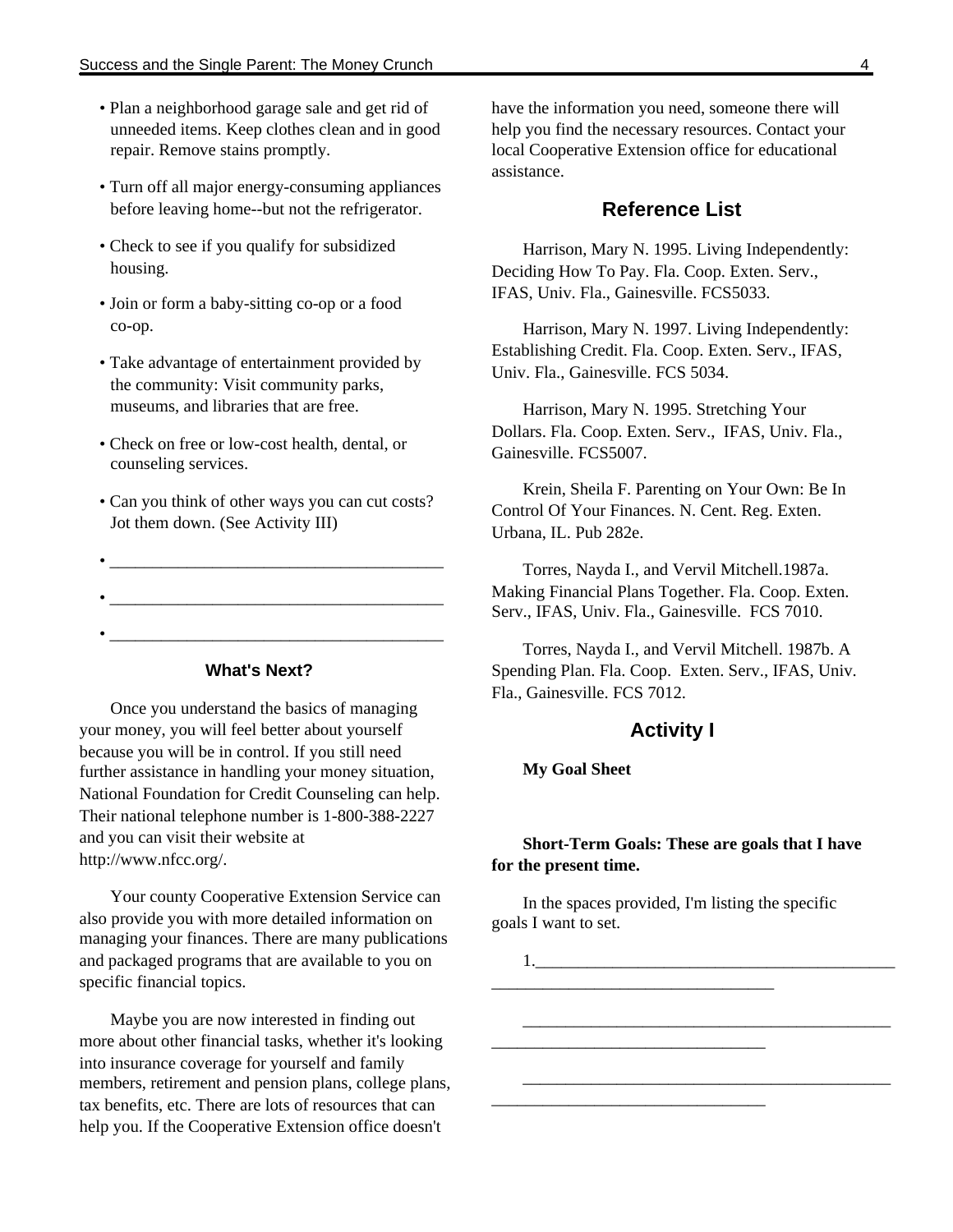- Plan a neighborhood garage sale and get rid of unneeded items. Keep clothes clean and in good repair. Remove stains promptly.
- Turn off all major energy-consuming appliances before leaving home--but not the refrigerator.
- Check to see if you qualify for subsidized housing.
- Join or form a baby-sitting co-op or a food co-op.
- Take advantage of entertainment provided by the community: Visit community parks, museums, and libraries that are free.
- Check on free or low-cost health, dental, or counseling services.
- Can you think of other ways you can cut costs? Jot them down. (See Activity III)
- ________________________________________
- ________________________________________
- ________________________________________

### What's Next?

Once you understand the basics of managing your money, you will feel better about yourself because you will be in control. If you still need further assistance in handling your money situation, National Foundation for Credit Counseling can help. Their national telephone number is 1-800-388-2227 and you can visit their website at http://www.nfcc.org/.

Your county Cooperative Extension Service can also provide you with more detailed information on managing your finances. There are many publications and packaged programs that are available to you on specific financial topics.

Maybe you are now interested in finding out more about other financial tasks, whether it's looking into insurance coverage for yourself and family members, retirement and pension plans, college plans, tax benefits, etc. There are lots of resources that can help you. If the Cooperative Extension office doesn't have the information you need, someone there will help you find the necessary resources. Contact your local Cooperative Extension office for educational assistance.

## Reference List

Harrison, Mary N. 1995. Living Independently: Deciding How To Pay. Fla. Coop. Exten. Serv., IFAS, Univ. Fla., Gainesville. FCS5033.

Harrison, Mary N. 1997. Living Independently: Establishing Credit. Fla. Coop. Exten. Serv., IFAS, Univ. Fla., Gainesville. FCS 5034.

Harrison, Mary N. 1995. Stretching Your Dollars. Fla. Coop. Exten. Serv., IFAS, Univ. Fla., Gainesville. FCS5007.

Krein, Sheila F. Parenting on Your Own: Be In Control Of Your Finances. N. Cent. Reg. Exten. Urbana, IL. Pub 282e.

Torres, Nayda I., and Vervil Mitchell.1987a. Making Financial Plans Together. Fla. Coop. Exten. Serv., IFAS, Univ. Fla., Gainesville. FCS 7010.

Torres, Nayda I., and Vervil Mitchell. 1987b. A Spending Plan. Fla. Coop. Exten. Serv., IFAS, Univ. Fla., Gainesville. FCS 7012.

## Activity I

**My Goal Sheet**

**Short-Term Goals: These are goals that I have for the present time.**

In the spaces provided, I'm listing the specific goals I want to set.

1.____________________________________________
_________________________________

_____________________________________________
_________________________________

_____________________________________________
_________________________________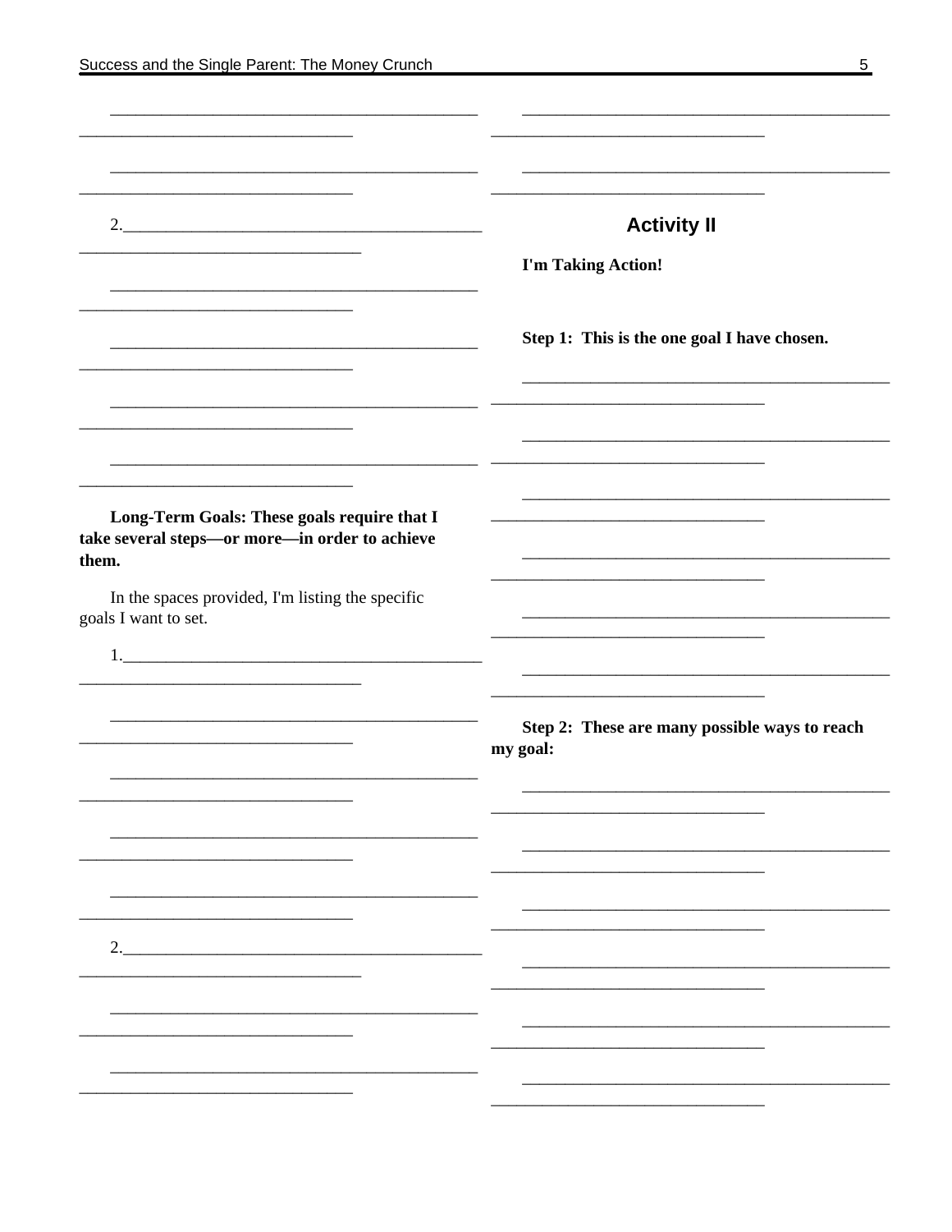2.

**Long-Term Goals: These goals require that I take several steps—or more—in order to achieve them.**

In the spaces provided, I'm listing the specific goals I want to set.

1.

2.

## Activity II

**I'm Taking Action!**

**Step 1: This is the one goal I have chosen.**

**Step 2: These are many possible ways to reach my goal:**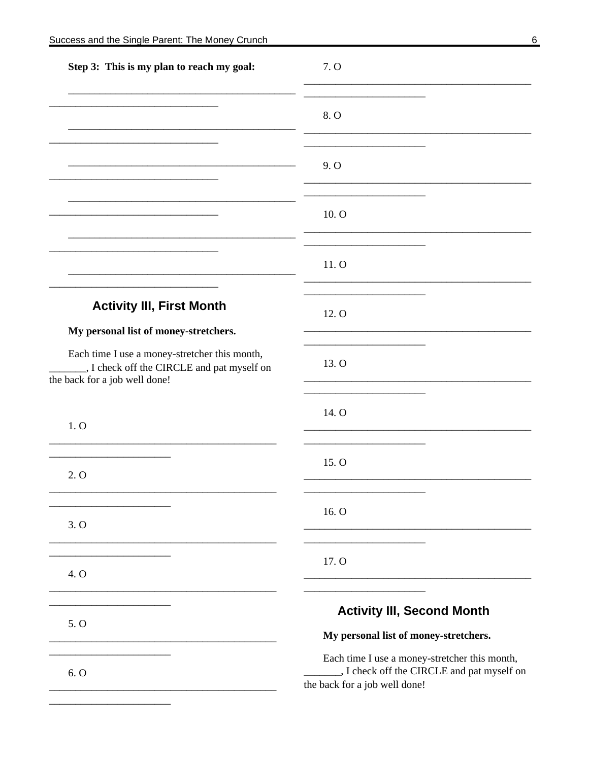**Step 3: This is my plan to reach my goal:**

_____________________________________________
_______________________________

_____________________________________________
_______________________________

_____________________________________________
_______________________________

_____________________________________________
_______________________________

_____________________________________________
_______________________________

_____________________________________________
_______________________________

## Activity III, First Month

**My personal list of money-stretchers.**

Each time I use a money-stretcher this month, _______, I check off the CIRCLE and pat myself on the back for a job well done!

1. O _____________________________________________
______________________

2. O _____________________________________________
______________________

3. O _____________________________________________
______________________

4. O _____________________________________________
______________________

5. O _____________________________________________
______________________

6. O _____________________________________________
______________________

7. O _____________________________________________
______________________

8. O _____________________________________________
______________________

9. O _____________________________________________
______________________

10. O _____________________________________________
______________________

11. O _____________________________________________
______________________

12. O _____________________________________________
______________________

13. O _____________________________________________
______________________

14. O _____________________________________________
______________________

15. O _____________________________________________
______________________

16. O _____________________________________________
______________________

17. O _____________________________________________
______________________

## Activity III, Second Month

**My personal list of money-stretchers.**

Each time I use a money-stretcher this month, _______, I check off the CIRCLE and pat myself on the back for a job well done!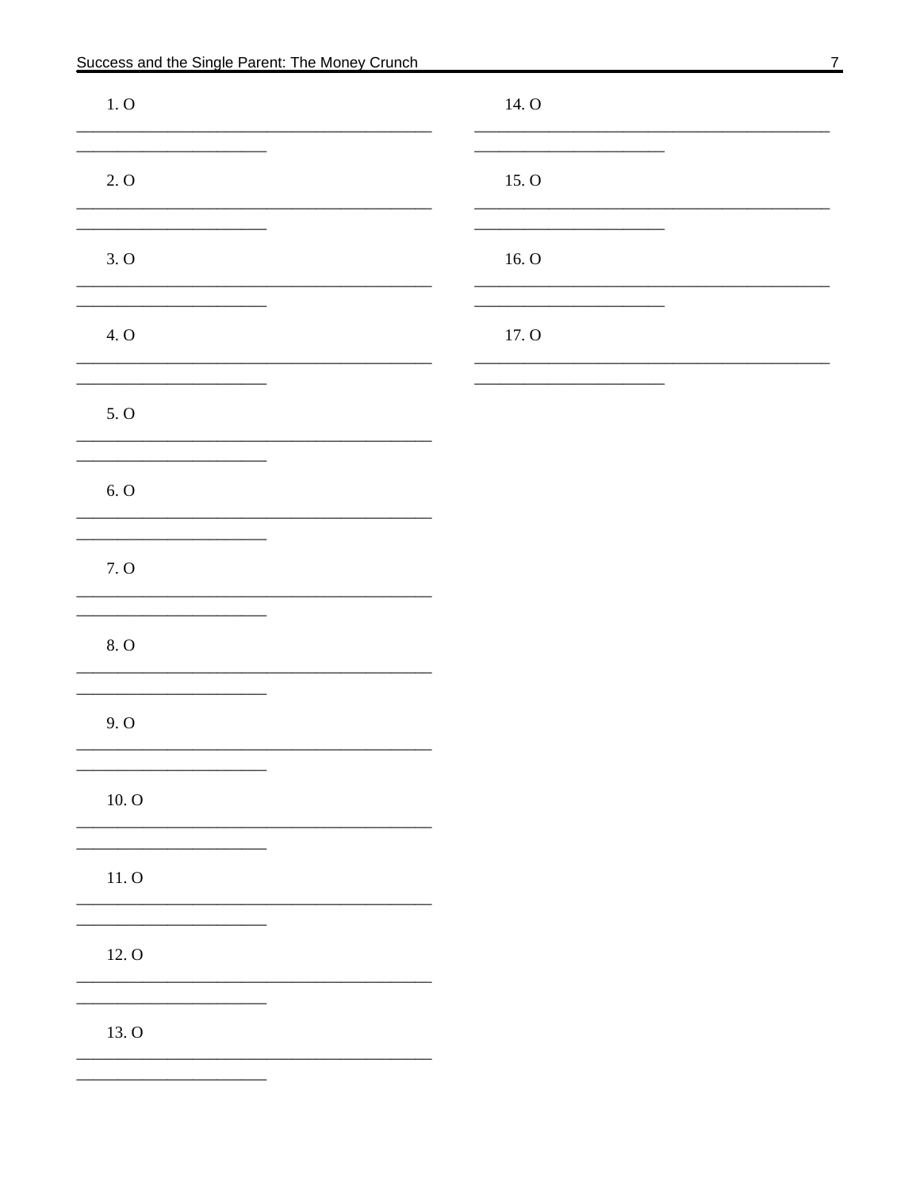1. O

_____________________________________________

________________________

2. O

_____________________________________________

________________________

3. O

_____________________________________________

________________________

4. O

_____________________________________________

________________________

5. O

_____________________________________________

________________________

6. O

_____________________________________________

________________________

7. O

_____________________________________________

________________________

8. O

_____________________________________________

________________________

9. O

_____________________________________________

________________________

10. O

_____________________________________________

________________________

11. O

_____________________________________________

________________________

12. O

_____________________________________________

________________________

13. O

_____________________________________________

________________________

14. O

_____________________________________________

________________________

15. O

_____________________________________________

________________________

16. O

_____________________________________________

________________________

17. O

_____________________________________________

________________________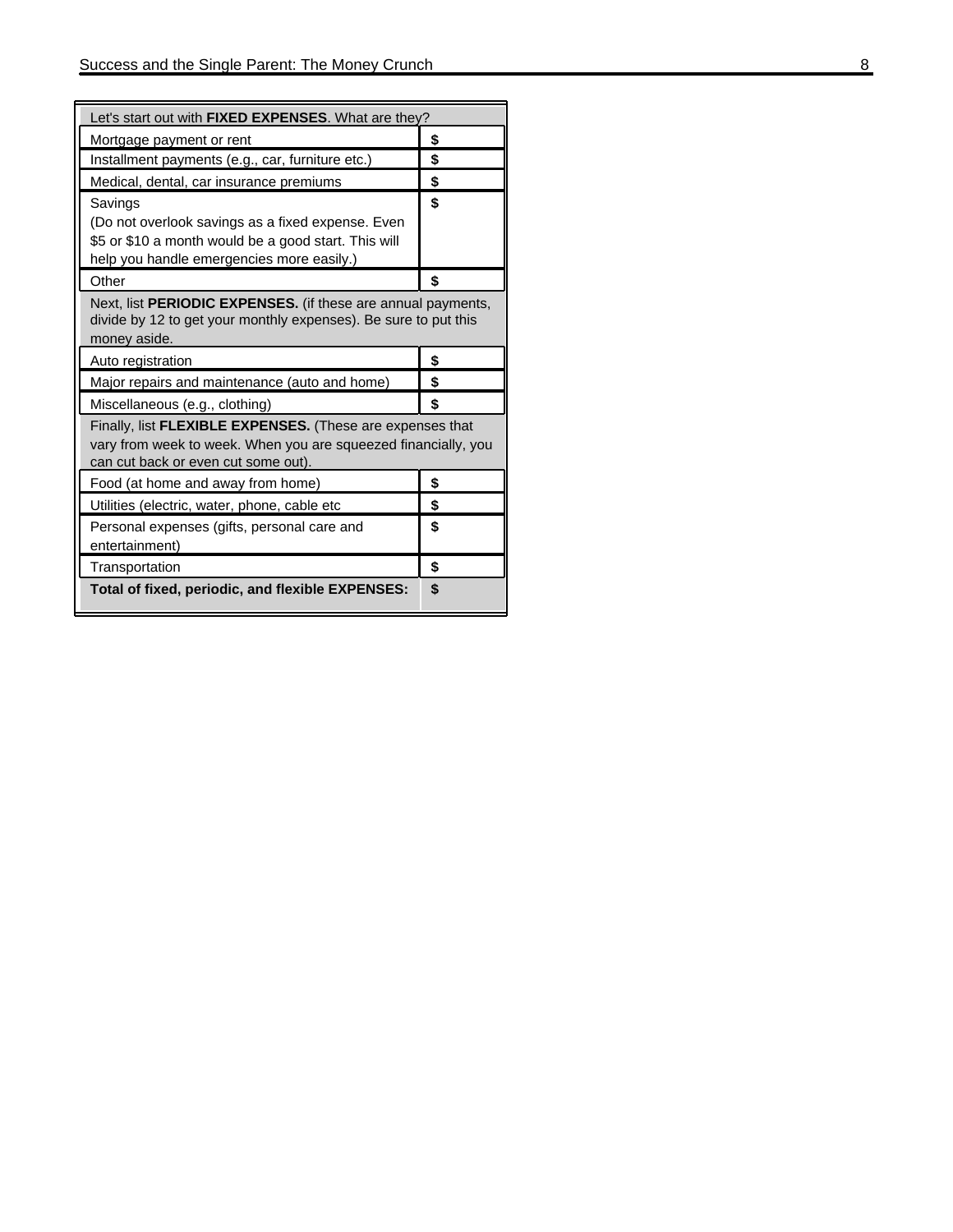| | |
|---|---|
| Let's start out with **FIXED EXPENSES**. What are they? | |
| Mortgage payment or rent | $ |
| Installment payments (e.g., car, furniture etc.) | $ |
| Medical, dental, car insurance premiums | $ |
| Savings (Do not overlook savings as a fixed expense. Even $5 or $10 a month would be a good start. This will help you handle emergencies more easily.) | $ |
| Other | $ |
| Next, list **PERIODIC EXPENSES.** (if these are annual payments, divide by 12 to get your monthly expenses). Be sure to put this money aside. | |
| Auto registration | $ |
| Major repairs and maintenance (auto and home) | $ |
| Miscellaneous (e.g., clothing) | $ |
| Finally, list **FLEXIBLE EXPENSES.** (These are expenses that vary from week to week. When you are squeezed financially, you can cut back or even cut some out). | |
| Food (at home and away from home) | $ |
| Utilities (electric, water, phone, cable etc | $ |
| Personal expenses (gifts, personal care and entertainment) | $ |
| Transportation | $ |
| **Total of fixed, periodic, and flexible EXPENSES:** | **$** |